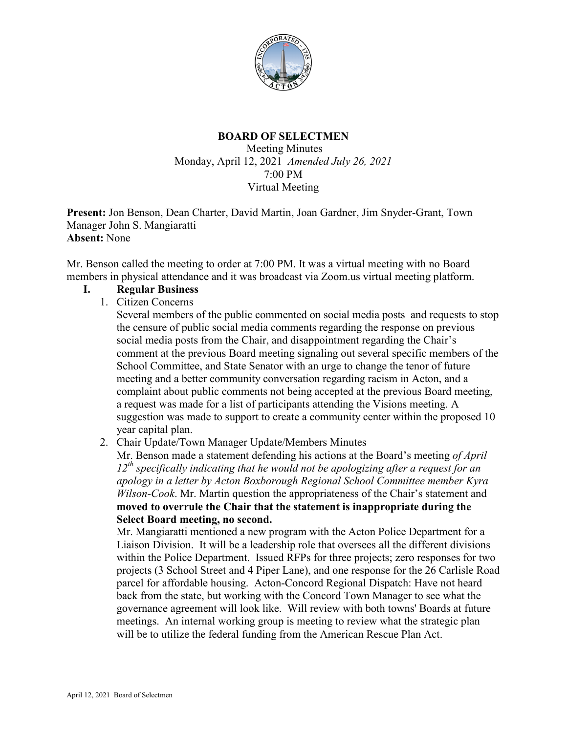# BOARD OF SELECTMEN

Meeting Minutes
Monday, April 12, 2021 *Amended July 26, 2021*
7:00 PM
Virtual Meeting

**Present:** Jon Benson, Dean Charter, David Martin, Joan Gardner, Jim Snyder-Grant, Town Manager John S. Mangiaratti
**Absent:** None

Mr. Benson called the meeting to order at 7:00 PM. It was a virtual meeting with no Board members in physical attendance and it was broadcast via Zoom.us virtual meeting platform.

## I. Regular Business

1. Citizen Concerns
   Several members of the public commented on social media posts and requests to stop the censure of public social media comments regarding the response on previous social media posts from the Chair, and disappointment regarding the Chair's comment at the previous Board meeting signaling out several specific members of the School Committee, and State Senator with an urge to change the tenor of future meeting and a better community conversation regarding racism in Acton, and a complaint about public comments not being accepted at the previous Board meeting, a request was made for a list of participants attending the Visions meeting. A suggestion was made to support to create a community center within the proposed 10 year capital plan.

2. Chair Update/Town Manager Update/Members Minutes
   Mr. Benson made a statement defending his actions at the Board's meeting *of April 12th specifically indicating that he would not be apologizing after a request for an apology in a letter by Acton Boxborough Regional School Committee member Kyra Wilson-Cook*. Mr. Martin question the appropriateness of the Chair's statement and **moved to overrule the Chair that the statement is inappropriate during the Select Board meeting, no second.**
   Mr. Mangiaratti mentioned a new program with the Acton Police Department for a Liaison Division. It will be a leadership role that oversees all the different divisions within the Police Department. Issued RFPs for three projects; zero responses for two projects (3 School Street and 4 Piper Lane), and one response for the 26 Carlisle Road parcel for affordable housing. Acton-Concord Regional Dispatch: Have not heard back from the state, but working with the Concord Town Manager to see what the governance agreement will look like. Will review with both towns' Boards at future meetings. An internal working group is meeting to review what the strategic plan will be to utilize the federal funding from the American Rescue Plan Act.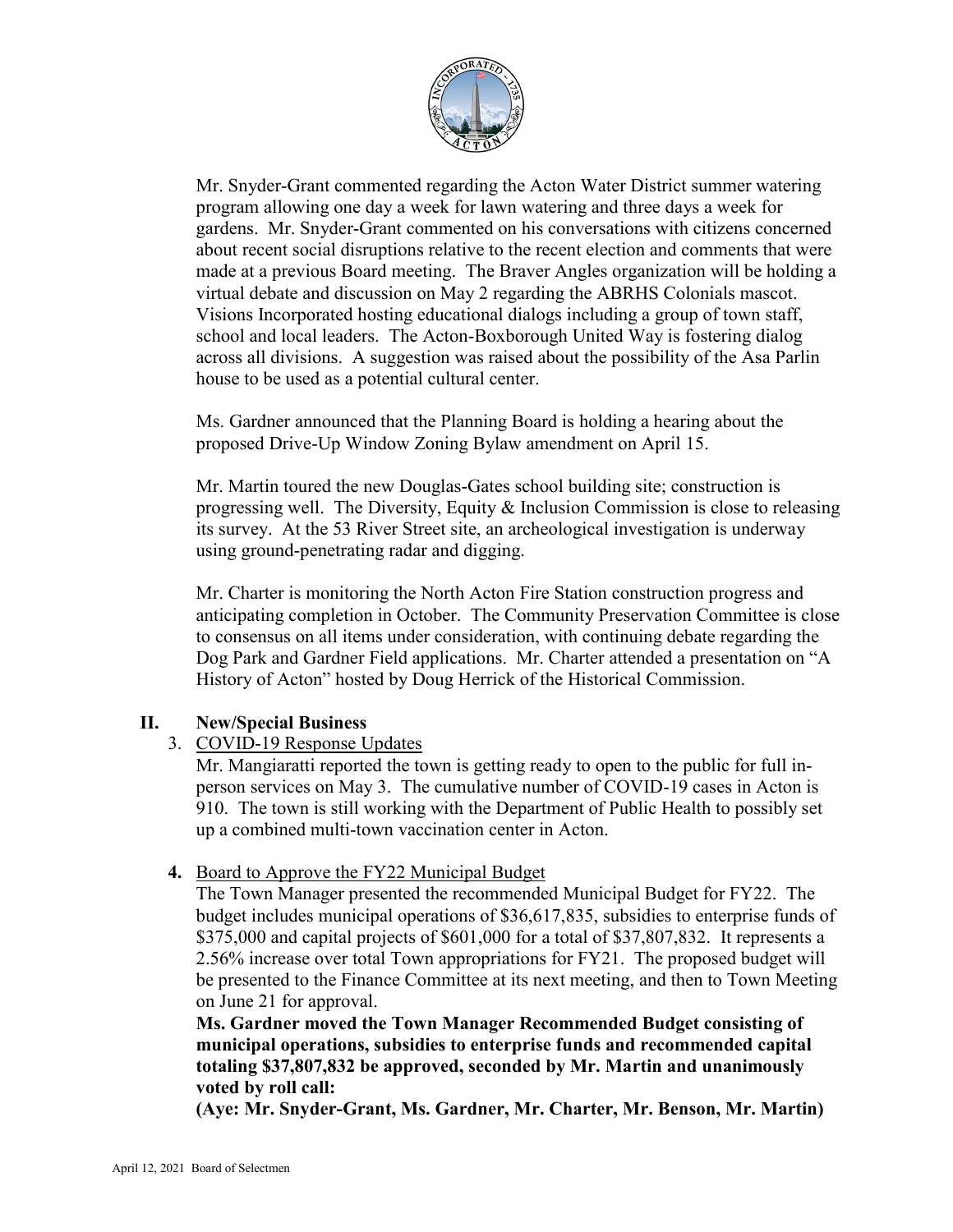Mr. Snyder-Grant commented regarding the Acton Water District summer watering program allowing one day a week for lawn watering and three days a week for gardens. Mr. Snyder-Grant commented on his conversations with citizens concerned about recent social disruptions relative to the recent election and comments that were made at a previous Board meeting. The Braver Angles organization will be holding a virtual debate and discussion on May 2 regarding the ABRHS Colonials mascot. Visions Incorporated hosting educational dialogs including a group of town staff, school and local leaders. The Acton-Boxborough United Way is fostering dialog across all divisions. A suggestion was raised about the possibility of the Asa Parlin house to be used as a potential cultural center.

Ms. Gardner announced that the Planning Board is holding a hearing about the proposed Drive-Up Window Zoning Bylaw amendment on April 15.

Mr. Martin toured the new Douglas-Gates school building site; construction is progressing well. The Diversity, Equity & Inclusion Commission is close to releasing its survey. At the 53 River Street site, an archeological investigation is underway using ground-penetrating radar and digging.

Mr. Charter is monitoring the North Acton Fire Station construction progress and anticipating completion in October. The Community Preservation Committee is close to consensus on all items under consideration, with continuing debate regarding the Dog Park and Gardner Field applications. Mr. Charter attended a presentation on "A History of Acton" hosted by Doug Herrick of the Historical Commission.

## II. New/Special Business

3. COVID-19 Response Updates

Mr. Mangiaratti reported the town is getting ready to open to the public for full in-person services on May 3. The cumulative number of COVID-19 cases in Acton is 910. The town is still working with the Department of Public Health to possibly set up a combined multi-town vaccination center in Acton.

**4.** Board to Approve the FY22 Municipal Budget

The Town Manager presented the recommended Municipal Budget for FY22. The budget includes municipal operations of $36,617,835, subsidies to enterprise funds of $375,000 and capital projects of $601,000 for a total of $37,807,832. It represents a 2.56% increase over total Town appropriations for FY21. The proposed budget will be presented to the Finance Committee at its next meeting, and then to Town Meeting on June 21 for approval.

**Ms. Gardner moved the Town Manager Recommended Budget consisting of municipal operations, subsidies to enterprise funds and recommended capital totaling $37,807,832 be approved, seconded by Mr. Martin and unanimously voted by roll call:**

**(Aye: Mr. Snyder-Grant, Ms. Gardner, Mr. Charter, Mr. Benson, Mr. Martin)**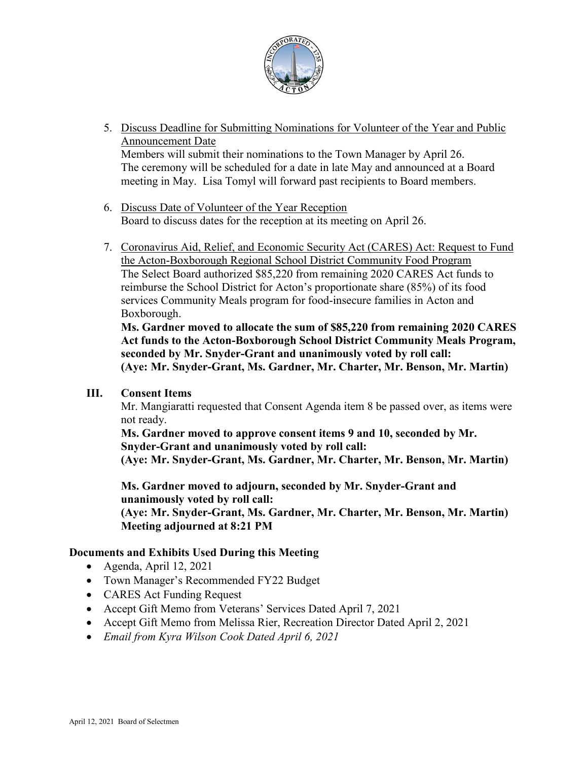5. <u>Discuss Deadline for Submitting Nominations for Volunteer of the Year and Public Announcement Date</u>
   Members will submit their nominations to the Town Manager by April 26.
   The ceremony will be scheduled for a date in late May and announced at a Board meeting in May. Lisa Tomyl will forward past recipients to Board members.

6. <u>Discuss Date of Volunteer of the Year Reception</u>
   Board to discuss dates for the reception at its meeting on April 26.

7. <u>Coronavirus Aid, Relief, and Economic Security Act (CARES) Act: Request to Fund the Acton-Boxborough Regional School District Community Food Program</u>
   The Select Board authorized $85,220 from remaining 2020 CARES Act funds to reimburse the School District for Acton's proportionate share (85%) of its food services Community Meals program for food-insecure families in Acton and Boxborough.
   **Ms. Gardner moved to allocate the sum of $85,220 from remaining 2020 CARES Act funds to the Acton-Boxborough School District Community Meals Program, seconded by Mr. Snyder-Grant and unanimously voted by roll call:**
   **(Aye: Mr. Snyder-Grant, Ms. Gardner, Mr. Charter, Mr. Benson, Mr. Martin)**

## III. Consent Items

Mr. Mangiaratti requested that Consent Agenda item 8 be passed over, as items were not ready.

**Ms. Gardner moved to approve consent items 9 and 10, seconded by Mr. Snyder-Grant and unanimously voted by roll call:**
**(Aye: Mr. Snyder-Grant, Ms. Gardner, Mr. Charter, Mr. Benson, Mr. Martin)**

**Ms. Gardner moved to adjourn, seconded by Mr. Snyder-Grant and unanimously voted by roll call:**
**(Aye: Mr. Snyder-Grant, Ms. Gardner, Mr. Charter, Mr. Benson, Mr. Martin)**
**Meeting adjourned at 8:21 PM**

### Documents and Exhibits Used During this Meeting

- Agenda, April 12, 2021
- Town Manager's Recommended FY22 Budget
- CARES Act Funding Request
- Accept Gift Memo from Veterans' Services Dated April 7, 2021
- Accept Gift Memo from Melissa Rier, Recreation Director Dated April 2, 2021
- *Email from Kyra Wilson Cook Dated April 6, 2021*